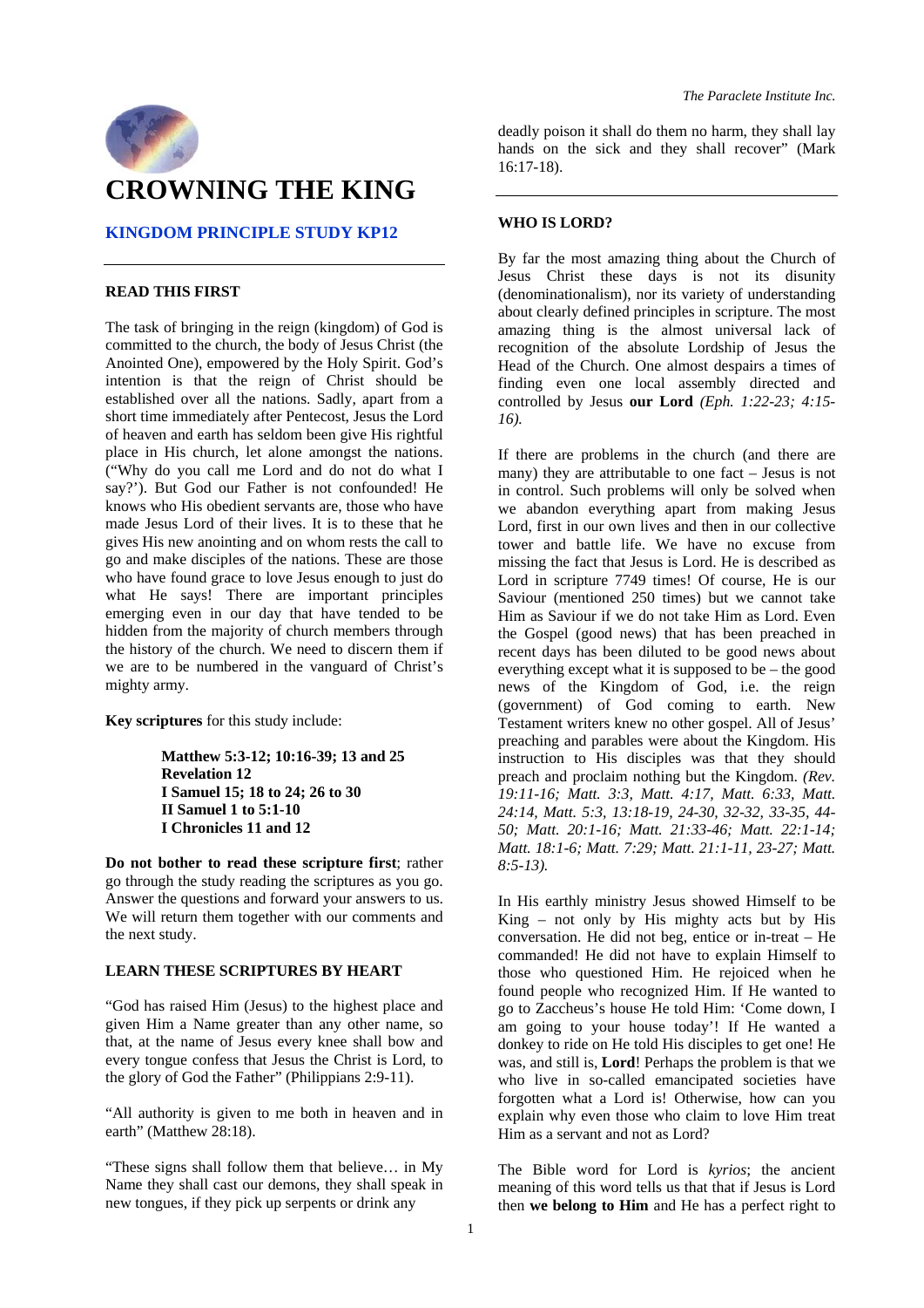# CROWNING THE KING

## KINGDOM PRINCIPLE STUDY KP12

### READ THIS FIRST

The task of bringing in the reign (kingdom) of God is committed to the church, the body of Jesus Christ (the Anointed One), empowered by the Holy Spirit. God's intention is that the reign of Christ should be established over all the nations. Sadly, apart from a short time immediately after Pentecost, Jesus the Lord of heaven and earth has seldom been give His rightful place in His church, let alone amongst the nations. ("Why do you call me Lord and do not do what I say?'). But God our Father is not confounded! He knows who His obedient servants are, those who have made Jesus Lord of their lives. It is to these that he gives His new anointing and on whom rests the call to go and make disciples of the nations. These are those who have found grace to love Jesus enough to just do what He says! There are important principles emerging even in our day that have tended to be hidden from the majority of church members through the history of the church. We need to discern them if we are to be numbered in the vanguard of Christ's mighty army.

**Key scriptures** for this study include:

> **Matthew 5:3-12; 10:16-39; 13 and 25**
> **Revelation 12**
> **I Samuel 15; 18 to 24; 26 to 30**
> **II Samuel 1 to 5:1-10**
> **I Chronicles 11 and 12**

**Do not bother to read these scripture first**; rather go through the study reading the scriptures as you go. Answer the questions and forward your answers to us. We will return them together with our comments and the next study.

### LEARN THESE SCRIPTURES BY HEART

"God has raised Him (Jesus) to the highest place and given Him a Name greater than any other name, so that, at the name of Jesus every knee shall bow and every tongue confess that Jesus the Christ is Lord, to the glory of God the Father" (Philippians 2:9-11).

"All authority is given to me both in heaven and in earth" (Matthew 28:18).

"These signs shall follow them that believe… in My Name they shall cast our demons, they shall speak in new tongues, if they pick up serpents or drink any deadly poison it shall do them no harm, they shall lay hands on the sick and they shall recover" (Mark 16:17-18).

### WHO IS LORD?

By far the most amazing thing about the Church of Jesus Christ these days is not its disunity (denominationalism), nor its variety of understanding about clearly defined principles in scripture. The most amazing thing is the almost universal lack of recognition of the absolute Lordship of Jesus the Head of the Church. One almost despairs a times of finding even one local assembly directed and controlled by Jesus **our Lord** *(Eph. 1:22-23; 4:15-16).*

If there are problems in the church (and there are many) they are attributable to one fact – Jesus is not in control. Such problems will only be solved when we abandon everything apart from making Jesus Lord, first in our own lives and then in our collective tower and battle life. We have no excuse from missing the fact that Jesus is Lord. He is described as Lord in scripture 7749 times! Of course, He is our Saviour (mentioned 250 times) but we cannot take Him as Saviour if we do not take Him as Lord. Even the Gospel (good news) that has been preached in recent days has been diluted to be good news about everything except what it is supposed to be – the good news of the Kingdom of God, i.e. the reign (government) of God coming to earth. New Testament writers knew no other gospel. All of Jesus' preaching and parables were about the Kingdom. His instruction to His disciples was that they should preach and proclaim nothing but the Kingdom. *(Rev. 19:11-16; Matt. 3:3, Matt. 4:17, Matt. 6:33, Matt. 24:14, Matt. 5:3, 13:18-19, 24-30, 32-32, 33-35, 44-50; Matt. 20:1-16; Matt. 21:33-46; Matt. 22:1-14; Matt. 18:1-6; Matt. 7:29; Matt. 21:1-11, 23-27; Matt. 8:5-13).*

In His earthly ministry Jesus showed Himself to be King – not only by His mighty acts but by His conversation. He did not beg, entice or in-treat – He commanded! He did not have to explain Himself to those who questioned Him. He rejoiced when he found people who recognized Him. If He wanted to go to Zaccheus's house He told Him: 'Come down, I am going to your house today'! If He wanted a donkey to ride on He told His disciples to get one! He was, and still is, **Lord**! Perhaps the problem is that we who live in so-called emancipated societies have forgotten what a Lord is! Otherwise, how can you explain why even those who claim to love Him treat Him as a servant and not as Lord?

The Bible word for Lord is *kyrios*; the ancient meaning of this word tells us that that if Jesus is Lord then **we belong to Him** and He has a perfect right to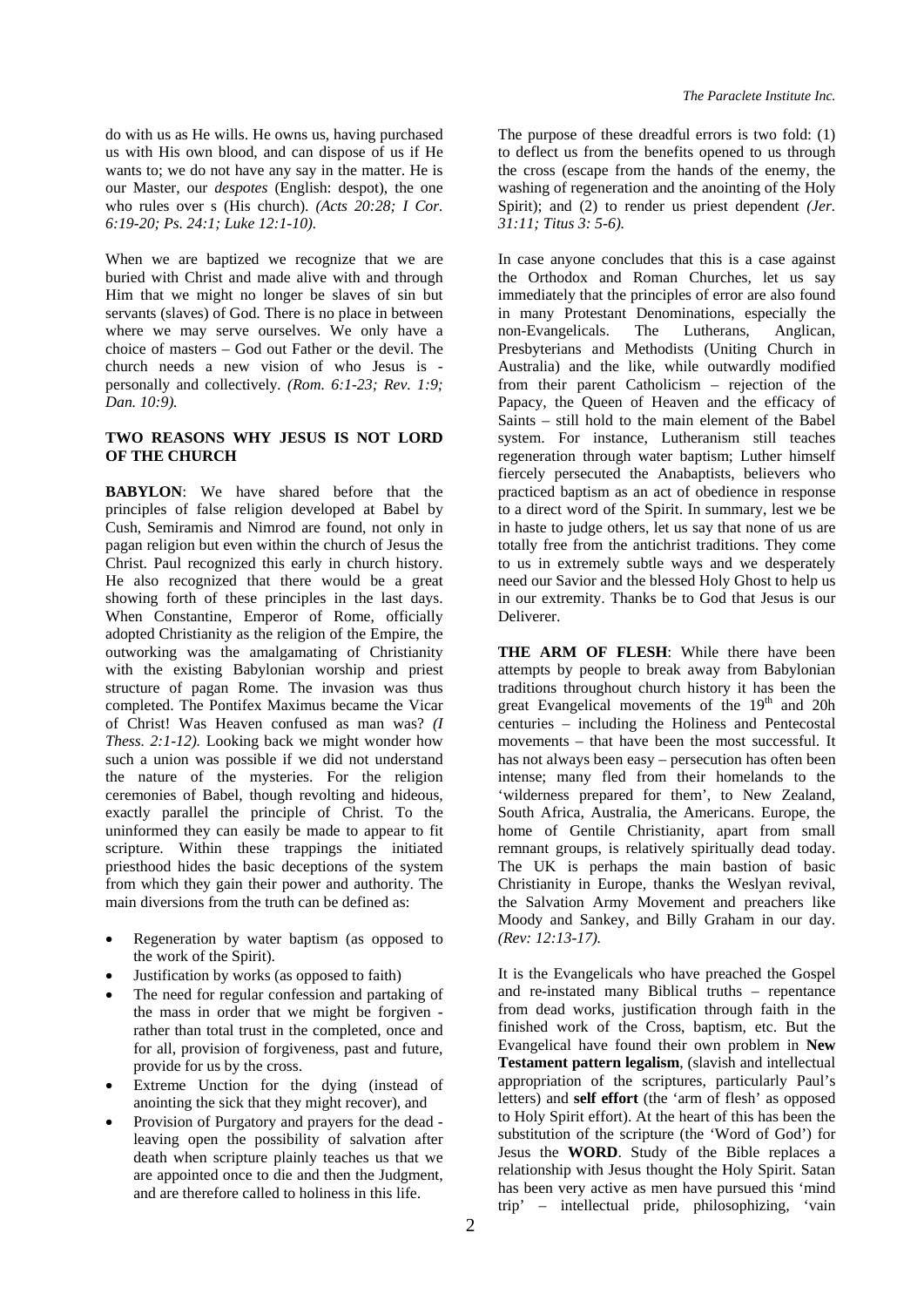do with us as He wills. He owns us, having purchased us with His own blood, and can dispose of us if He wants to; we do not have any say in the matter. He is our Master, our *despotes* (English: despot), the one who rules over s (His church). *(Acts 20:28; I Cor. 6:19-20; Ps. 24:1; Luke 12:1-10).*

When we are baptized we recognize that we are buried with Christ and made alive with and through Him that we might no longer be slaves of sin but servants (slaves) of God. There is no place in between where we may serve ourselves. We only have a choice of masters – God out Father or the devil. The church needs a new vision of who Jesus is - personally and collectively. *(Rom. 6:1-23; Rev. 1:9; Dan. 10:9).*

## TWO REASONS WHY JESUS IS NOT LORD OF THE CHURCH

**BABYLON**: We have shared before that the principles of false religion developed at Babel by Cush, Semiramis and Nimrod are found, not only in pagan religion but even within the church of Jesus the Christ. Paul recognized this early in church history. He also recognized that there would be a great showing forth of these principles in the last days. When Constantine, Emperor of Rome, officially adopted Christianity as the religion of the Empire, the outworking was the amalgamating of Christianity with the existing Babylonian worship and priest structure of pagan Rome. The invasion was thus completed. The Pontifex Maximus became the Vicar of Christ! Was Heaven confused as man was? *(I Thess. 2:1-12).* Looking back we might wonder how such a union was possible if we did not understand the nature of the mysteries. For the religion ceremonies of Babel, though revolting and hideous, exactly parallel the principle of Christ. To the uninformed they can easily be made to appear to fit scripture. Within these trappings the initiated priesthood hides the basic deceptions of the system from which they gain their power and authority. The main diversions from the truth can be defined as:

- Regeneration by water baptism (as opposed to the work of the Spirit).
- Justification by works (as opposed to faith)
- The need for regular confession and partaking of the mass in order that we might be forgiven - rather than total trust in the completed, once and for all, provision of forgiveness, past and future, provide for us by the cross.
- Extreme Unction for the dying (instead of anointing the sick that they might recover), and
- Provision of Purgatory and prayers for the dead - leaving open the possibility of salvation after death when scripture plainly teaches us that we are appointed once to die and then the Judgment, and are therefore called to holiness in this life.

The purpose of these dreadful errors is two fold: (1) to deflect us from the benefits opened to us through the cross (escape from the hands of the enemy, the washing of regeneration and the anointing of the Holy Spirit); and (2) to render us priest dependent *(Jer. 31:11; Titus 3: 5-6).*

In case anyone concludes that this is a case against the Orthodox and Roman Churches, let us say immediately that the principles of error are also found in many Protestant Denominations, especially the non-Evangelicals. The Lutherans, Anglican, Presbyterians and Methodists (Uniting Church in Australia) and the like, while outwardly modified from their parent Catholicism – rejection of the Papacy, the Queen of Heaven and the efficacy of Saints – still hold to the main element of the Babel system. For instance, Lutheranism still teaches regeneration through water baptism; Luther himself fiercely persecuted the Anabaptists, believers who practiced baptism as an act of obedience in response to a direct word of the Spirit. In summary, lest we be in haste to judge others, let us say that none of us are totally free from the antichrist traditions. They come to us in extremely subtle ways and we desperately need our Savior and the blessed Holy Ghost to help us in our extremity. Thanks be to God that Jesus is our Deliverer.

**THE ARM OF FLESH**: While there have been attempts by people to break away from Babylonian traditions throughout church history it has been the great Evangelical movements of the 19th and 20h centuries – including the Holiness and Pentecostal movements – that have been the most successful. It has not always been easy – persecution has often been intense; many fled from their homelands to the 'wilderness prepared for them', to New Zealand, South Africa, Australia, the Americans. Europe, the home of Gentile Christianity, apart from small remnant groups, is relatively spiritually dead today. The UK is perhaps the main bastion of basic Christianity in Europe, thanks the Weslyan revival, the Salvation Army Movement and preachers like Moody and Sankey, and Billy Graham in our day. *(Rev: 12:13-17).*

It is the Evangelicals who have preached the Gospel and re-instated many Biblical truths – repentance from dead works, justification through faith in the finished work of the Cross, baptism, etc. But the Evangelical have found their own problem in **New Testament pattern legalism**, (slavish and intellectual appropriation of the scriptures, particularly Paul's letters) and **self effort** (the 'arm of flesh' as opposed to Holy Spirit effort). At the heart of this has been the substitution of the scripture (the 'Word of God') for Jesus the **WORD**. Study of the Bible replaces a relationship with Jesus thought the Holy Spirit. Satan has been very active as men have pursued this 'mind trip' – intellectual pride, philosophizing, 'vain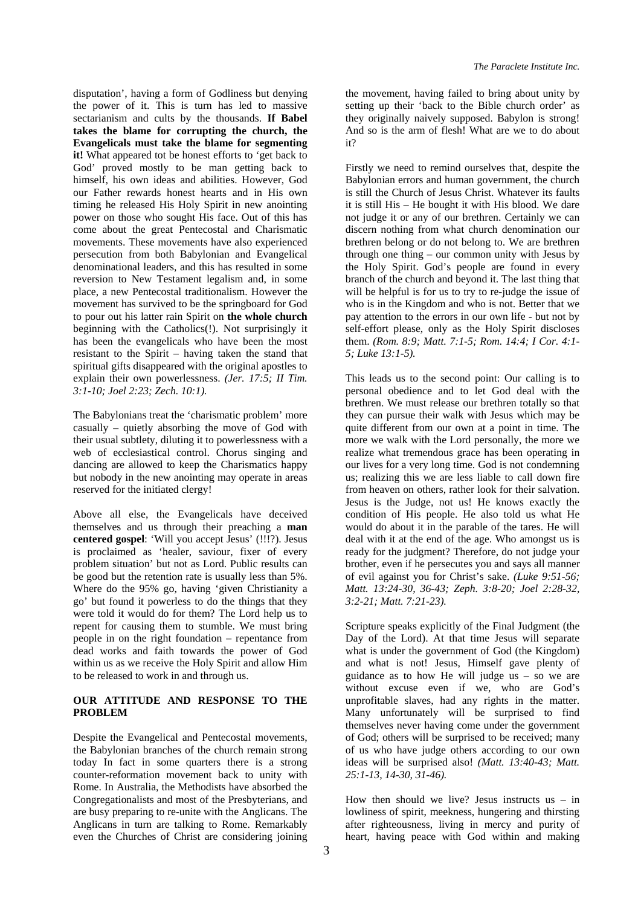disputation', having a form of Godliness but denying the power of it. This is turn has led to massive sectarianism and cults by the thousands. **If Babel takes the blame for corrupting the church, the Evangelicals must take the blame for segmenting it!** What appeared tot be honest efforts to 'get back to God' proved mostly to be man getting back to himself, his own ideas and abilities. However, God our Father rewards honest hearts and in His own timing he released His Holy Spirit in new anointing power on those who sought His face. Out of this has come about the great Pentecostal and Charismatic movements. These movements have also experienced persecution from both Babylonian and Evangelical denominational leaders, and this has resulted in some reversion to New Testament legalism and, in some place, a new Pentecostal traditionalism. However the movement has survived to be the springboard for God to pour out his latter rain Spirit on **the whole church** beginning with the Catholics(!). Not surprisingly it has been the evangelicals who have been the most resistant to the Spirit – having taken the stand that spiritual gifts disappeared with the original apostles to explain their own powerlessness. *(Jer. 17:5; II Tim. 3:1-10; Joel 2:23; Zech. 10:1).*

The Babylonians treat the 'charismatic problem' more casually – quietly absorbing the move of God with their usual subtlety, diluting it to powerlessness with a web of ecclesiastical control. Chorus singing and dancing are allowed to keep the Charismatics happy but nobody in the new anointing may operate in areas reserved for the initiated clergy!

Above all else, the Evangelicals have deceived themselves and us through their preaching a **man centered gospel**: 'Will you accept Jesus' (!!!?). Jesus is proclaimed as 'healer, saviour, fixer of every problem situation' but not as Lord. Public results can be good but the retention rate is usually less than 5%. Where do the 95% go, having 'given Christianity a go' but found it powerless to do the things that they were told it would do for them? The Lord help us to repent for causing them to stumble. We must bring people in on the right foundation – repentance from dead works and faith towards the power of God within us as we receive the Holy Spirit and allow Him to be released to work in and through us.

## OUR ATTITUDE AND RESPONSE TO THE PROBLEM

Despite the Evangelical and Pentecostal movements, the Babylonian branches of the church remain strong today In fact in some quarters there is a strong counter-reformation movement back to unity with Rome. In Australia, the Methodists have absorbed the Congregationalists and most of the Presbyterians, and are busy preparing to re-unite with the Anglicans. The Anglicans in turn are talking to Rome. Remarkably even the Churches of Christ are considering joining the movement, having failed to bring about unity by setting up their 'back to the Bible church order' as they originally naively supposed. Babylon is strong! And so is the arm of flesh! What are we to do about it?

Firstly we need to remind ourselves that, despite the Babylonian errors and human government, the church is still the Church of Jesus Christ. Whatever its faults it is still His – He bought it with His blood. We dare not judge it or any of our brethren. Certainly we can discern nothing from what church denomination our brethren belong or do not belong to. We are brethren through one thing – our common unity with Jesus by the Holy Spirit. God's people are found in every branch of the church and beyond it. The last thing that will be helpful is for us to try to re-judge the issue of who is in the Kingdom and who is not. Better that we pay attention to the errors in our own life - but not by self-effort please, only as the Holy Spirit discloses them. *(Rom. 8:9; Matt. 7:1-5; Rom. 14:4; I Cor. 4:1-5; Luke 13:1-5).*

This leads us to the second point: Our calling is to personal obedience and to let God deal with the brethren. We must release our brethren totally so that they can pursue their walk with Jesus which may be quite different from our own at a point in time. The more we walk with the Lord personally, the more we realize what tremendous grace has been operating in our lives for a very long time. God is not condemning us; realizing this we are less liable to call down fire from heaven on others, rather look for their salvation. Jesus is the Judge, not us! He knows exactly the condition of His people. He also told us what He would do about it in the parable of the tares. He will deal with it at the end of the age. Who amongst us is ready for the judgment? Therefore, do not judge your brother, even if he persecutes you and says all manner of evil against you for Christ's sake. *(Luke 9:51-56; Matt. 13:24-30, 36-43; Zeph. 3:8-20; Joel 2:28-32, 3:2-21; Matt. 7:21-23).*

Scripture speaks explicitly of the Final Judgment (the Day of the Lord). At that time Jesus will separate what is under the government of God (the Kingdom) and what is not! Jesus, Himself gave plenty of guidance as to how He will judge us – so we are without excuse even if we, who are God's unprofitable slaves, had any rights in the matter. Many unfortunately will be surprised to find themselves never having come under the government of God; others will be surprised to be received; many of us who have judge others according to our own ideas will be surprised also! *(Matt. 13:40-43; Matt. 25:1-13, 14-30, 31-46).*

How then should we live? Jesus instructs us – in lowliness of spirit, meekness, hungering and thirsting after righteousness, living in mercy and purity of heart, having peace with God within and making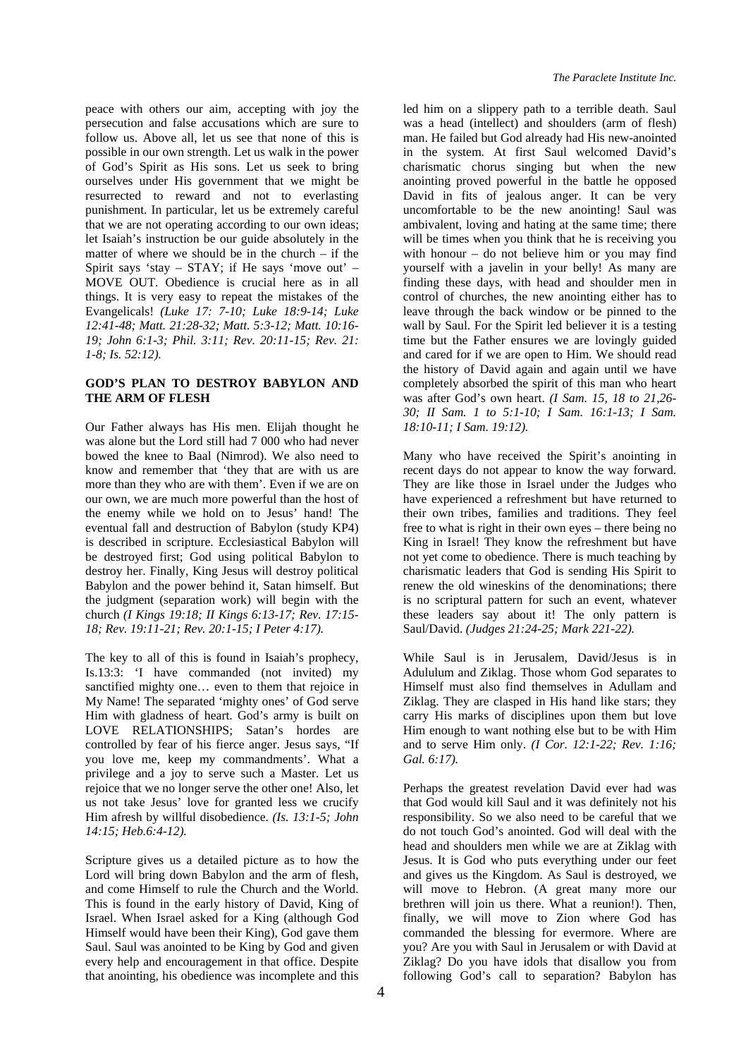peace with others our aim, accepting with joy the persecution and false accusations which are sure to follow us. Above all, let us see that none of this is possible in our own strength. Let us walk in the power of God's Spirit as His sons. Let us seek to bring ourselves under His government that we might be resurrected to reward and not to everlasting punishment. In particular, let us be extremely careful that we are not operating according to our own ideas; let Isaiah's instruction be our guide absolutely in the matter of where we should be in the church – if the Spirit says 'stay – STAY; if He says 'move out' – MOVE OUT. Obedience is crucial here as in all things. It is very easy to repeat the mistakes of the Evangelicals! *(Luke 17: 7-10; Luke 18:9-14; Luke 12:41-48; Matt. 21:28-32; Matt. 5:3-12; Matt. 10:16-19; John 6:1-3; Phil. 3:11; Rev. 20:11-15; Rev. 21: 1-8; Is. 52:12).*

## GOD'S PLAN TO DESTROY BABYLON AND THE ARM OF FLESH

Our Father always has His men. Elijah thought he was alone but the Lord still had 7 000 who had never bowed the knee to Baal (Nimrod). We also need to know and remember that 'they that are with us are more than they who are with them'. Even if we are on our own, we are much more powerful than the host of the enemy while we hold on to Jesus' hand! The eventual fall and destruction of Babylon (study KP4) is described in scripture. Ecclesiastical Babylon will be destroyed first; God using political Babylon to destroy her. Finally, King Jesus will destroy political Babylon and the power behind it, Satan himself. But the judgment (separation work) will begin with the church *(I Kings 19:18; II Kings 6:13-17; Rev. 17:15-18; Rev. 19:11-21; Rev. 20:1-15; I Peter 4:17).*

The key to all of this is found in Isaiah's prophecy, Is.13:3: 'I have commanded (not invited) my sanctified mighty one… even to them that rejoice in My Name! The separated 'mighty ones' of God serve Him with gladness of heart. God's army is built on LOVE RELATIONSHIPS; Satan's hordes are controlled by fear of his fierce anger. Jesus says, "If you love me, keep my commandments'. What a privilege and a joy to serve such a Master. Let us rejoice that we no longer serve the other one! Also, let us not take Jesus' love for granted less we crucify Him afresh by willful disobedience. *(Is. 13:1-5; John 14:15; Heb.6:4-12).*

Scripture gives us a detailed picture as to how the Lord will bring down Babylon and the arm of flesh, and come Himself to rule the Church and the World. This is found in the early history of David, King of Israel. When Israel asked for a King (although God Himself would have been their King), God gave them Saul. Saul was anointed to be King by God and given every help and encouragement in that office. Despite that anointing, his obedience was incomplete and this led him on a slippery path to a terrible death. Saul was a head (intellect) and shoulders (arm of flesh) man. He failed but God already had His new-anointed in the system. At first Saul welcomed David's charismatic chorus singing but when the new anointing proved powerful in the battle he opposed David in fits of jealous anger. It can be very uncomfortable to be the new anointing! Saul was ambivalent, loving and hating at the same time; there will be times when you think that he is receiving you with honour – do not believe him or you may find yourself with a javelin in your belly! As many are finding these days, with head and shoulder men in control of churches, the new anointing either has to leave through the back window or be pinned to the wall by Saul. For the Spirit led believer it is a testing time but the Father ensures we are lovingly guided and cared for if we are open to Him. We should read the history of David again and again until we have completely absorbed the spirit of this man who heart was after God's own heart. *(I Sam. 15, 18 to 21,26-30; II Sam. 1 to 5:1-10; I Sam. 16:1-13; I Sam. 18:10-11; I Sam. 19:12).*

Many who have received the Spirit's anointing in recent days do not appear to know the way forward. They are like those in Israel under the Judges who have experienced a refreshment but have returned to their own tribes, families and traditions. They feel free to what is right in their own eyes – there being no King in Israel! They know the refreshment but have not yet come to obedience. There is much teaching by charismatic leaders that God is sending His Spirit to renew the old wineskins of the denominations; there is no scriptural pattern for such an event, whatever these leaders say about it! The only pattern is Saul/David. *(Judges 21:24-25; Mark 221-22).*

While Saul is in Jerusalem, David/Jesus is in Adululum and Ziklag. Those whom God separates to Himself must also find themselves in Adullam and Ziklag. They are clasped in His hand like stars; they carry His marks of disciplines upon them but love Him enough to want nothing else but to be with Him and to serve Him only. *(I Cor. 12:1-22; Rev. 1:16; Gal. 6:17).*

Perhaps the greatest revelation David ever had was that God would kill Saul and it was definitely not his responsibility. So we also need to be careful that we do not touch God's anointed. God will deal with the head and shoulders men while we are at Ziklag with Jesus. It is God who puts everything under our feet and gives us the Kingdom. As Saul is destroyed, we will move to Hebron. (A great many more our brethren will join us there. What a reunion!). Then, finally, we will move to Zion where God has commanded the blessing for evermore. Where are you? Are you with Saul in Jerusalem or with David at Ziklag? Do you have idols that disallow you from following God's call to separation? Babylon has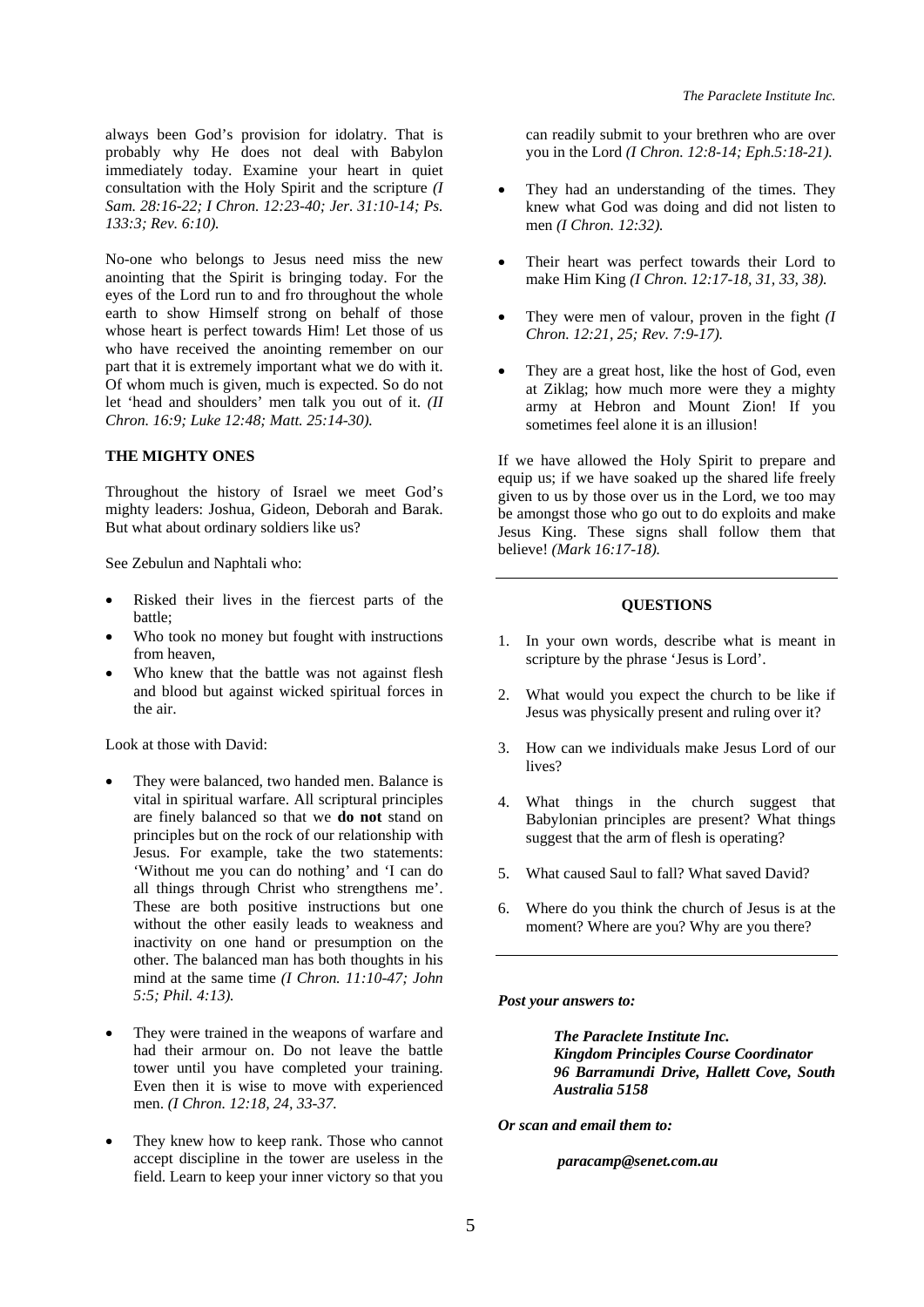always been God's provision for idolatry. That is probably why He does not deal with Babylon immediately today. Examine your heart in quiet consultation with the Holy Spirit and the scripture *(I Sam. 28:16-22; I Chron. 12:23-40; Jer. 31:10-14; Ps. 133:3; Rev. 6:10).*

No-one who belongs to Jesus need miss the new anointing that the Spirit is bringing today. For the eyes of the Lord run to and fro throughout the whole earth to show Himself strong on behalf of those whose heart is perfect towards Him! Let those of us who have received the anointing remember on our part that it is extremely important what we do with it. Of whom much is given, much is expected. So do not let 'head and shoulders' men talk you out of it. *(II Chron. 16:9; Luke 12:48; Matt. 25:14-30).*

**THE MIGHTY ONES**

Throughout the history of Israel we meet God's mighty leaders: Joshua, Gideon, Deborah and Barak. But what about ordinary soldiers like us?

See Zebulun and Naphtali who:

- Risked their lives in the fiercest parts of the battle;
- Who took no money but fought with instructions from heaven,
- Who knew that the battle was not against flesh and blood but against wicked spiritual forces in the air.

Look at those with David:

- They were balanced, two handed men. Balance is vital in spiritual warfare. All scriptural principles are finely balanced so that we **do not** stand on principles but on the rock of our relationship with Jesus. For example, take the two statements: 'Without me you can do nothing' and 'I can do all things through Christ who strengthens me'. These are both positive instructions but one without the other easily leads to weakness and inactivity on one hand or presumption on the other. The balanced man has both thoughts in his mind at the same time *(I Chron. 11:10-47; John 5:5; Phil. 4:13).*
- They were trained in the weapons of warfare and had their armour on. Do not leave the battle tower until you have completed your training. Even then it is wise to move with experienced men. *(I Chron. 12:18, 24, 33-37.*
- They knew how to keep rank. Those who cannot accept discipline in the tower are useless in the field. Learn to keep your inner victory so that you can readily submit to your brethren who are over you in the Lord *(I Chron. 12:8-14; Eph.5:18-21).*
- They had an understanding of the times. They knew what God was doing and did not listen to men *(I Chron. 12:32).*
- Their heart was perfect towards their Lord to make Him King *(I Chron. 12:17-18, 31, 33, 38).*
- They were men of valour, proven in the fight *(I Chron. 12:21, 25; Rev. 7:9-17).*
- They are a great host, like the host of God, even at Ziklag; how much more were they a mighty army at Hebron and Mount Zion! If you sometimes feel alone it is an illusion!

If we have allowed the Holy Spirit to prepare and equip us; if we have soaked up the shared life freely given to us by those over us in the Lord, we too may be amongst those who go out to do exploits and make Jesus King. These signs shall follow them that believe! *(Mark 16:17-18).*

---

**QUESTIONS**

1. In your own words, describe what is meant in scripture by the phrase 'Jesus is Lord'.
2. What would you expect the church to be like if Jesus was physically present and ruling over it?
3. How can we individuals make Jesus Lord of our lives?
4. What things in the church suggest that Babylonian principles are present? What things suggest that the arm of flesh is operating?
5. What caused Saul to fall? What saved David?
6. Where do you think the church of Jesus is at the moment? Where are you? Why are you there?

---

***Post your answers to:***

***The Paraclete Institute Inc.***
***Kingdom Principles Course Coordinator***
***96 Barramundi Drive, Hallett Cove, South Australia 5158***

***Or scan and email them to:***

***paracamp@senet.com.au***